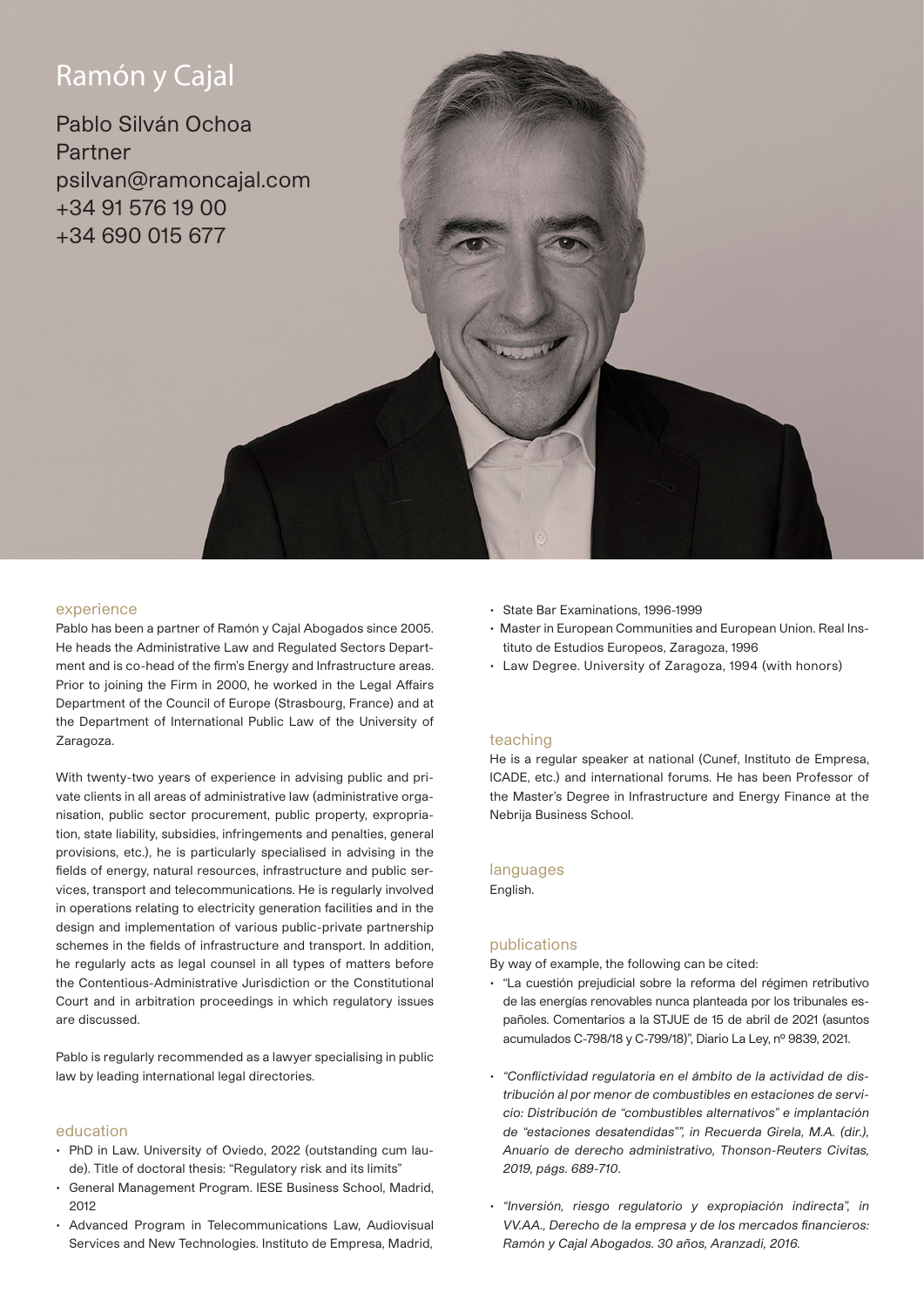# Ramón y Cajal

Pablo Silván Ochoa
Partner
psilvan@ramoncajal.com
+34 91 576 19 00
+34 690 015 677

## experience

Pablo has been a partner of Ramón y Cajal Abogados since 2005. He heads the Administrative Law and Regulated Sectors Department and is co-head of the firm's Energy and Infrastructure areas. Prior to joining the Firm in 2000, he worked in the Legal Affairs Department of the Council of Europe (Strasbourg, France) and at the Department of International Public Law of the University of Zaragoza.

With twenty-two years of experience in advising public and private clients in all areas of administrative law (administrative organisation, public sector procurement, public property, expropriation, state liability, subsidies, infringements and penalties, general provisions, etc.), he is particularly specialised in advising in the fields of energy, natural resources, infrastructure and public services, transport and telecommunications. He is regularly involved in operations relating to electricity generation facilities and in the design and implementation of various public-private partnership schemes in the fields of infrastructure and transport. In addition, he regularly acts as legal counsel in all types of matters before the Contentious-Administrative Jurisdiction or the Constitutional Court and in arbitration proceedings in which regulatory issues are discussed.

Pablo is regularly recommended as a lawyer specialising in public law by leading international legal directories.

## education

- PhD in Law. University of Oviedo, 2022 (outstanding cum laude). Title of doctoral thesis: "Regulatory risk and its limits"
- General Management Program. IESE Business School, Madrid, 2012
- Advanced Program in Telecommunications Law, Audiovisual Services and New Technologies. Instituto de Empresa, Madrid,
- State Bar Examinations, 1996-1999
- Master in European Communities and European Union. Real Instituto de Estudios Europeos, Zaragoza, 1996
- Law Degree. University of Zaragoza, 1994 (with honors)

## teaching

He is a regular speaker at national (Cunef, Instituto de Empresa, ICADE, etc.) and international forums. He has been Professor of the Master's Degree in Infrastructure and Energy Finance at the Nebrija Business School.

## languages

English.

## publications

By way of example, the following can be cited:

- "La cuestión prejudicial sobre la reforma del régimen retributivo de las energías renovables nunca planteada por los tribunales españoles. Comentarios a la STJUE de 15 de abril de 2021 (asuntos acumulados C-798/18 y C-799/18)", Diario La Ley, nº 9839, 2021.
- *"Conflictividad regulatoria en el ámbito de la actividad de distribución al por menor de combustibles en estaciones de servicio: Distribución de "combustibles alternativos" e implantación de "estaciones desatendidas"", in Recuerda Girela, M.A. (dir.), Anuario de derecho administrativo, Thonson-Reuters Civitas, 2019, págs. 689-710.*
- *"Inversión, riesgo regulatorio y expropiación indirecta", in VV.AA., Derecho de la empresa y de los mercados financieros: Ramón y Cajal Abogados. 30 años, Aranzadi, 2016.*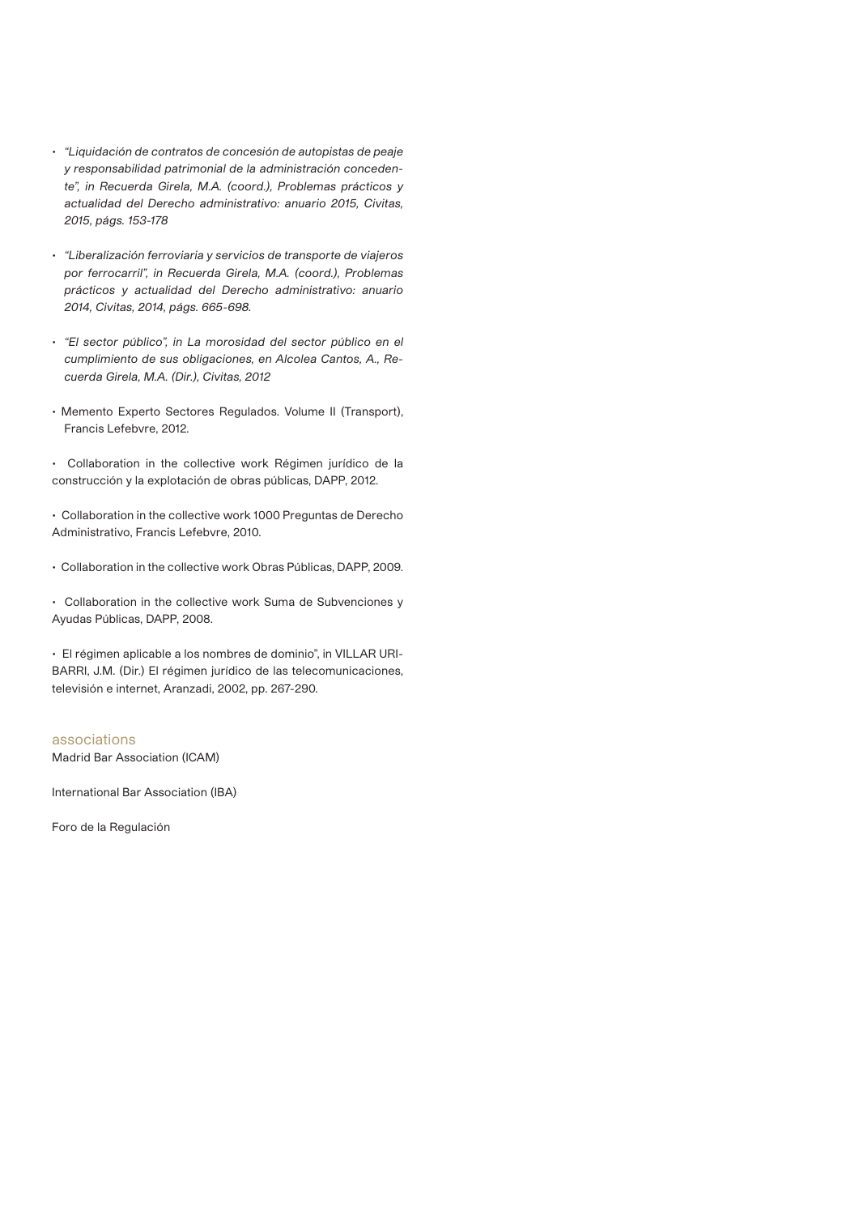- *"Liquidación de contratos de concesión de autopistas de peaje y responsabilidad patrimonial de la administración concedente", in Recuerda Girela, M.A. (coord.), Problemas prácticos y actualidad del Derecho administrativo: anuario 2015, Civitas, 2015, págs. 153-178*

- *"Liberalización ferroviaria y servicios de transporte de viajeros por ferrocarril", in Recuerda Girela, M.A. (coord.), Problemas prácticos y actualidad del Derecho administrativo: anuario 2014, Civitas, 2014, págs. 665-698.*

- *"El sector público", in La morosidad del sector público en el cumplimiento de sus obligaciones, en Alcolea Cantos, A., Recuerda Girela, M.A. (Dir.), Civitas, 2012*

- Memento Experto Sectores Regulados. Volume II (Transport), Francis Lefebvre, 2012.

- Collaboration in the collective work Régimen jurídico de la construcción y la explotación de obras públicas, DAPP, 2012.

- Collaboration in the collective work 1000 Preguntas de Derecho Administrativo, Francis Lefebvre, 2010.

- Collaboration in the collective work Obras Públicas, DAPP, 2009.

- Collaboration in the collective work Suma de Subvenciones y Ayudas Públicas, DAPP, 2008.

- El régimen aplicable a los nombres de dominio", in VILLAR URIBARRI, J.M. (Dir.) El régimen jurídico de las telecomunicaciones, televisión e internet, Aranzadi, 2002, pp. 267-290.

## associations

Madrid Bar Association (ICAM)

International Bar Association (IBA)

Foro de la Regulación